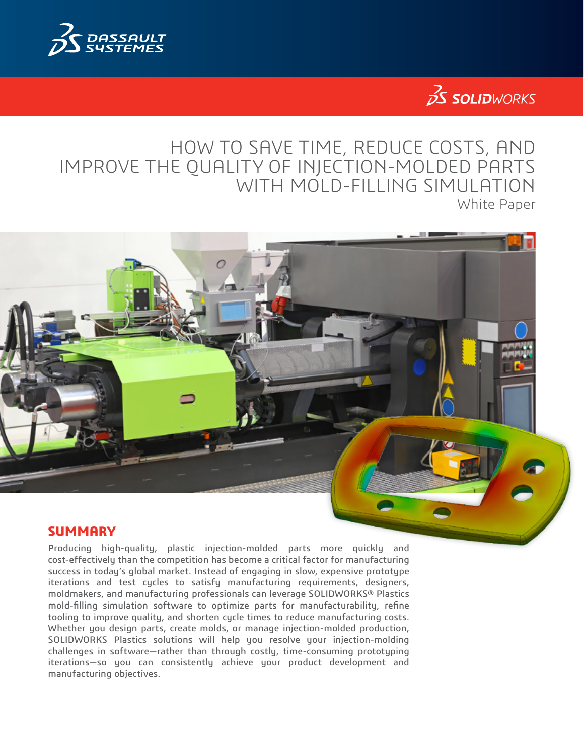# HOW TO SAVE TIME, REDUCE COSTS, AND IMPROVE THE QUALITY OF INJECTION-MOLDED PARTS WITH MOLD-FILLING SIMULATION

White Paper

## SUMMARY

Producing high-quality, plastic injection-molded parts more quickly and cost-effectively than the competition has become a critical factor for manufacturing success in today's global market. Instead of engaging in slow, expensive prototype iterations and test cycles to satisfy manufacturing requirements, designers, moldmakers, and manufacturing professionals can leverage SOLIDWORKS® Plastics mold-filling simulation software to optimize parts for manufacturability, refine tooling to improve quality, and shorten cycle times to reduce manufacturing costs. Whether you design parts, create molds, or manage injection-molded production, SOLIDWORKS Plastics solutions will help you resolve your injection-molding challenges in software—rather than through costly, time-consuming prototyping iterations—so you can consistently achieve your product development and manufacturing objectives.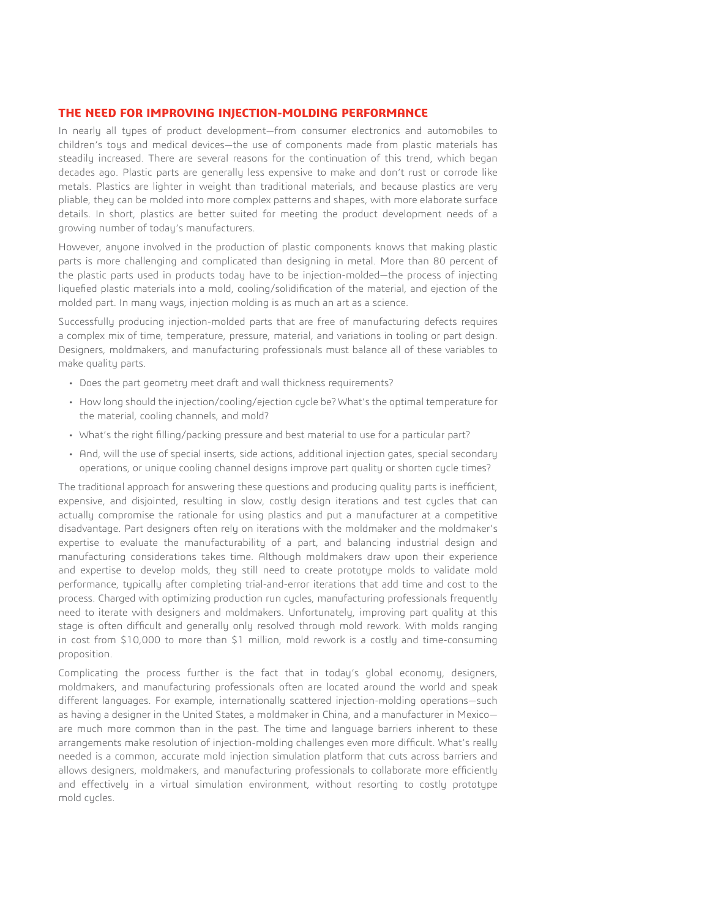## THE NEED FOR IMPROVING INJECTION-MOLDING PERFORMANCE

In nearly all types of product development—from consumer electronics and automobiles to children's toys and medical devices—the use of components made from plastic materials has steadily increased. There are several reasons for the continuation of this trend, which began decades ago. Plastic parts are generally less expensive to make and don't rust or corrode like metals. Plastics are lighter in weight than traditional materials, and because plastics are very pliable, they can be molded into more complex patterns and shapes, with more elaborate surface details. In short, plastics are better suited for meeting the product development needs of a growing number of today's manufacturers.

However, anyone involved in the production of plastic components knows that making plastic parts is more challenging and complicated than designing in metal. More than 80 percent of the plastic parts used in products today have to be injection-molded—the process of injecting liquefied plastic materials into a mold, cooling/solidification of the material, and ejection of the molded part. In many ways, injection molding is as much an art as a science.

Successfully producing injection-molded parts that are free of manufacturing defects requires a complex mix of time, temperature, pressure, material, and variations in tooling or part design. Designers, moldmakers, and manufacturing professionals must balance all of these variables to make quality parts.

- Does the part geometry meet draft and wall thickness requirements?
- How long should the injection/cooling/ejection cycle be? What's the optimal temperature for the material, cooling channels, and mold?
- What's the right filling/packing pressure and best material to use for a particular part?
- And, will the use of special inserts, side actions, additional injection gates, special secondary operations, or unique cooling channel designs improve part quality or shorten cycle times?

The traditional approach for answering these questions and producing quality parts is inefficient, expensive, and disjointed, resulting in slow, costly design iterations and test cycles that can actually compromise the rationale for using plastics and put a manufacturer at a competitive disadvantage. Part designers often rely on iterations with the moldmaker and the moldmaker's expertise to evaluate the manufacturability of a part, and balancing industrial design and manufacturing considerations takes time. Although moldmakers draw upon their experience and expertise to develop molds, they still need to create prototype molds to validate mold performance, typically after completing trial-and-error iterations that add time and cost to the process. Charged with optimizing production run cycles, manufacturing professionals frequently need to iterate with designers and moldmakers. Unfortunately, improving part quality at this stage is often difficult and generally only resolved through mold rework. With molds ranging in cost from $10,000 to more than $1 million, mold rework is a costly and time-consuming proposition.

Complicating the process further is the fact that in today's global economy, designers, moldmakers, and manufacturing professionals often are located around the world and speak different languages. For example, internationally scattered injection-molding operations—such as having a designer in the United States, a moldmaker in China, and a manufacturer in Mexico—are much more common than in the past. The time and language barriers inherent to these arrangements make resolution of injection-molding challenges even more difficult. What's really needed is a common, accurate mold injection simulation platform that cuts across barriers and allows designers, moldmakers, and manufacturing professionals to collaborate more efficiently and effectively in a virtual simulation environment, without resorting to costly prototype mold cycles.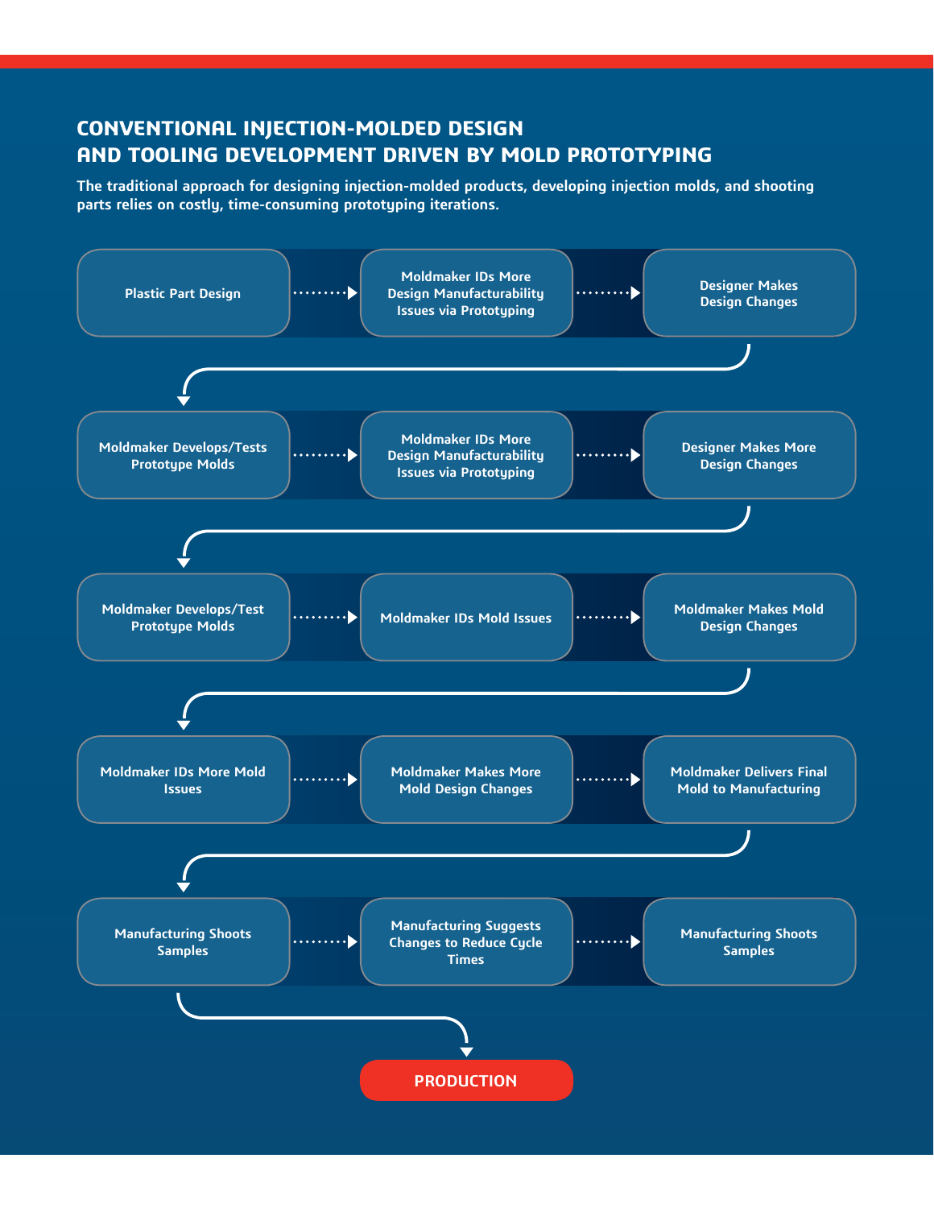## CONVENTIONAL INJECTION-MOLDED DESIGN AND TOOLING DEVELOPMENT DRIVEN BY MOLD PROTOTYPING

**The traditional approach for designing injection-molded products, developing injection molds, and shooting parts relies on costly, time-consuming prototyping iterations.**

Plastic Part Design → Moldmaker IDs More Design Manufacturability Issues via Prototyping → Designer Makes Design Changes

→ Moldmaker Develops/Tests Prototype Molds → Moldmaker IDs More Design Manufacturability Issues via Prototyping → Designer Makes More Design Changes

→ Moldmaker Develops/Test Prototype Molds → Moldmaker IDs Mold Issues → Moldmaker Makes Mold Design Changes

→ Moldmaker IDs More Mold Issues → Moldmaker Makes More Mold Design Changes → Moldmaker Delivers Final Mold to Manufacturing

→ Manufacturing Shoots Samples → Manufacturing Suggests Changes to Reduce Cycle Times → Manufacturing Shoots Samples

→ **PRODUCTION**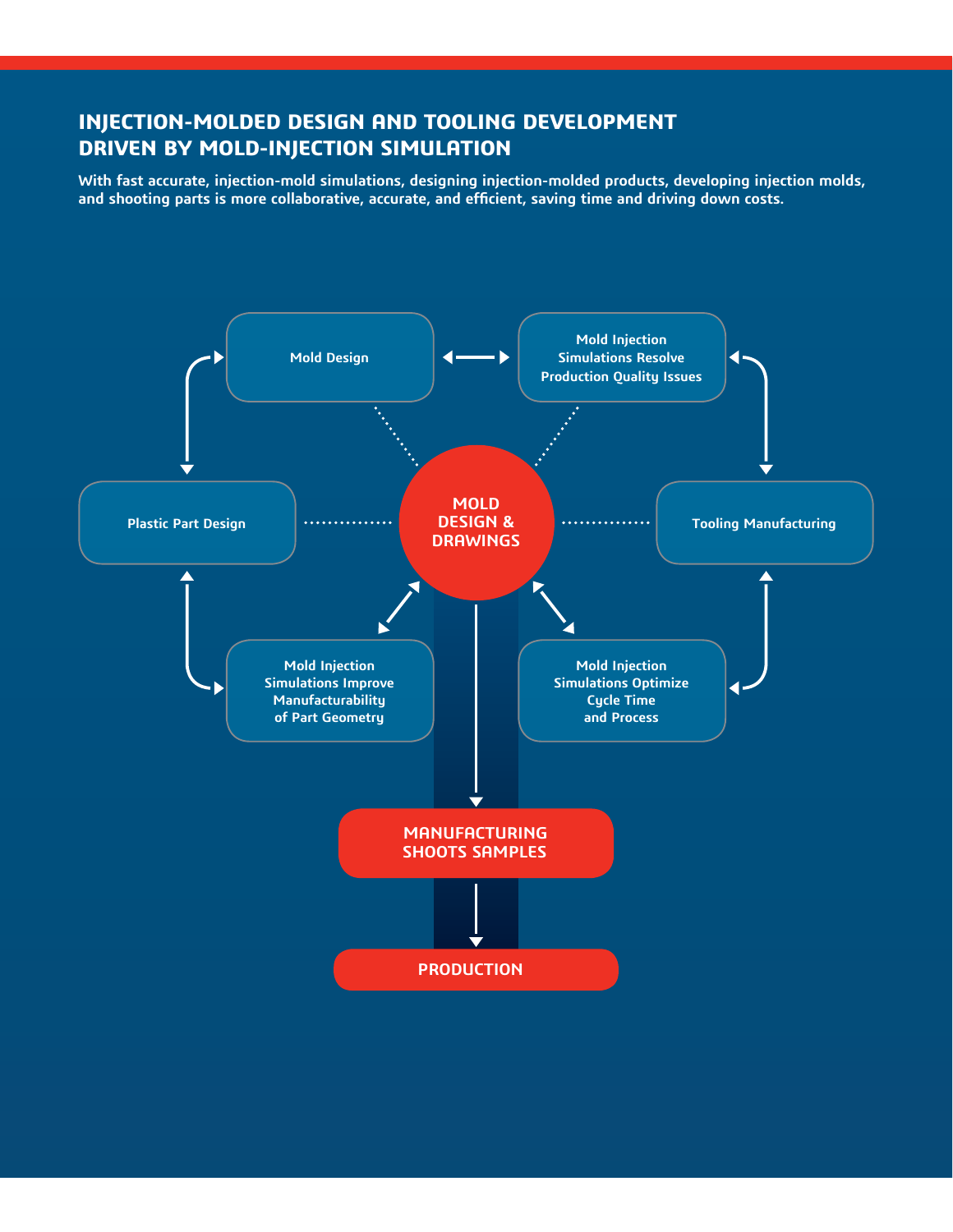## INJECTION-MOLDED DESIGN AND TOOLING DEVELOPMENT DRIVEN BY MOLD-INJECTION SIMULATION

**With fast accurate, injection-mold simulations, designing injection-molded products, developing injection molds, and shooting parts is more collaborative, accurate, and efficient, saving time and driving down costs.**

Mold Design

Mold Injection Simulations Resolve Production Quality Issues

Plastic Part Design

MOLD DESIGN & DRAWINGS

Tooling Manufacturing

Mold Injection Simulations Improve Manufacturability of Part Geometry

Mold Injection Simulations Optimize Cycle Time and Process

MANUFACTURING SHOOTS SAMPLES

PRODUCTION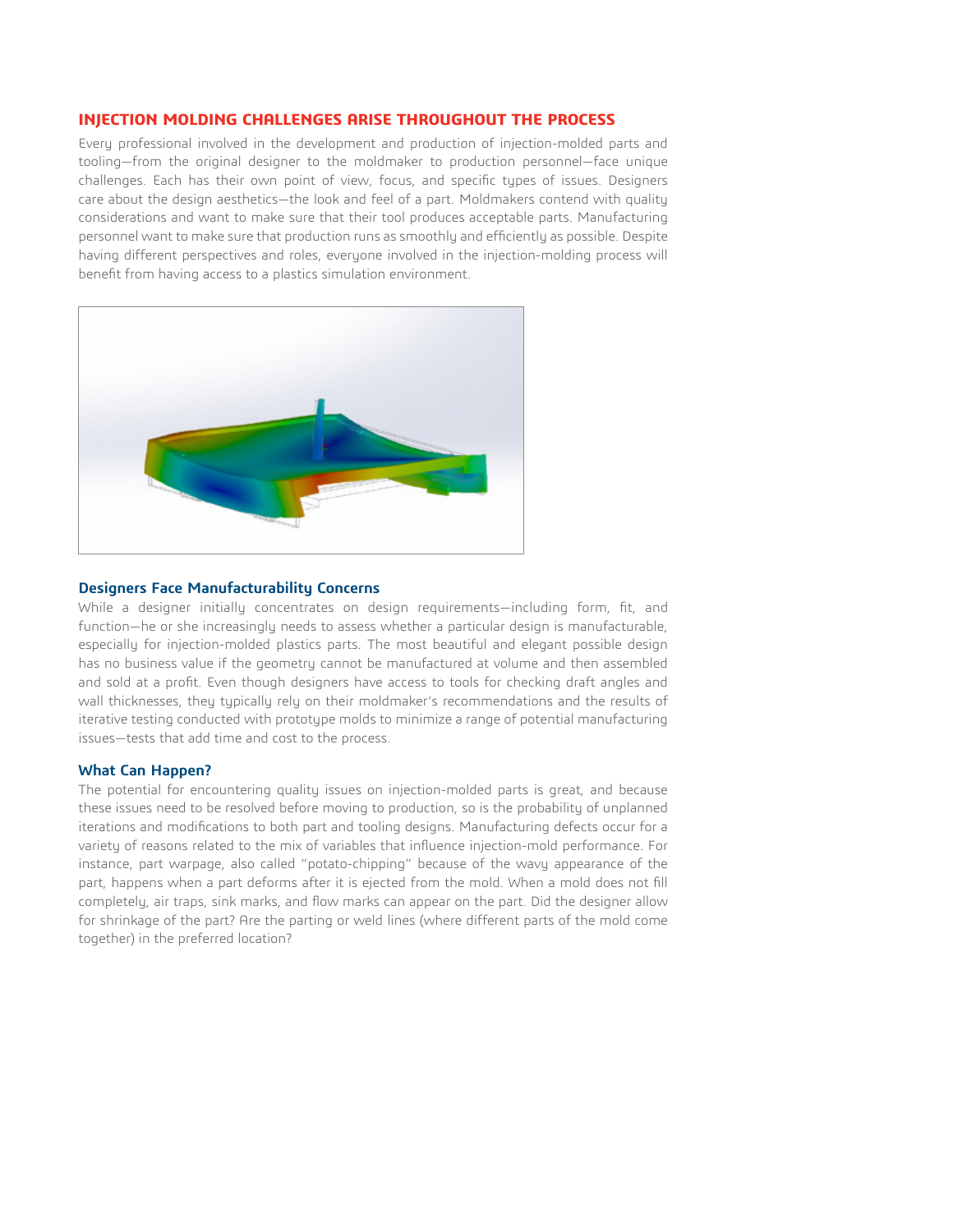## INJECTION MOLDING CHALLENGES ARISE THROUGHOUT THE PROCESS

Every professional involved in the development and production of injection-molded parts and tooling—from the original designer to the moldmaker to production personnel—face unique challenges. Each has their own point of view, focus, and specific types of issues. Designers care about the design aesthetics—the look and feel of a part. Moldmakers contend with quality considerations and want to make sure that their tool produces acceptable parts. Manufacturing personnel want to make sure that production runs as smoothly and efficiently as possible. Despite having different perspectives and roles, everyone involved in the injection-molding process will benefit from having access to a plastics simulation environment.

### Designers Face Manufacturability Concerns

While a designer initially concentrates on design requirements—including form, fit, and function—he or she increasingly needs to assess whether a particular design is manufacturable, especially for injection-molded plastics parts. The most beautiful and elegant possible design has no business value if the geometry cannot be manufactured at volume and then assembled and sold at a profit. Even though designers have access to tools for checking draft angles and wall thicknesses, they typically rely on their moldmaker's recommendations and the results of iterative testing conducted with prototype molds to minimize a range of potential manufacturing issues—tests that add time and cost to the process.

### What Can Happen?

The potential for encountering quality issues on injection-molded parts is great, and because these issues need to be resolved before moving to production, so is the probability of unplanned iterations and modifications to both part and tooling designs. Manufacturing defects occur for a variety of reasons related to the mix of variables that influence injection-mold performance. For instance, part warpage, also called "potato-chipping" because of the wavy appearance of the part, happens when a part deforms after it is ejected from the mold. When a mold does not fill completely, air traps, sink marks, and flow marks can appear on the part. Did the designer allow for shrinkage of the part? Are the parting or weld lines (where different parts of the mold come together) in the preferred location?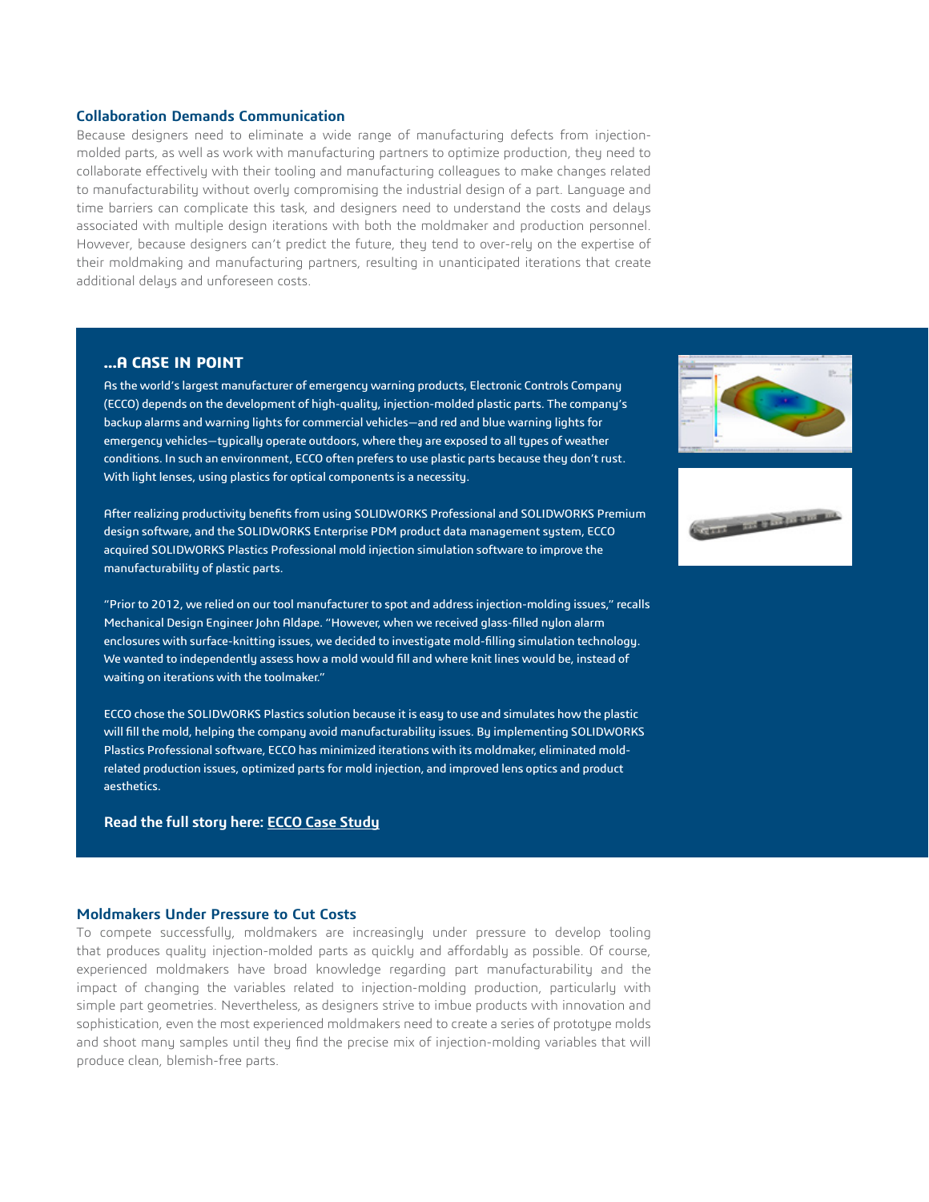## Collaboration Demands Communication

Because designers need to eliminate a wide range of manufacturing defects from injection-molded parts, as well as work with manufacturing partners to optimize production, they need to collaborate effectively with their tooling and manufacturing colleagues to make changes related to manufacturability without overly compromising the industrial design of a part. Language and time barriers can complicate this task, and designers need to understand the costs and delays associated with multiple design iterations with both the moldmaker and production personnel. However, because designers can't predict the future, they tend to over-rely on the expertise of their moldmaking and manufacturing partners, resulting in unanticipated iterations that create additional delays and unforeseen costs.

### ...A CASE IN POINT

As the world's largest manufacturer of emergency warning products, Electronic Controls Company (ECCO) depends on the development of high-quality, injection-molded plastic parts. The company's backup alarms and warning lights for commercial vehicles—and red and blue warning lights for emergency vehicles—typically operate outdoors, where they are exposed to all types of weather conditions. In such an environment, ECCO often prefers to use plastic parts because they don't rust. With light lenses, using plastics for optical components is a necessity.

After realizing productivity benefits from using SOLIDWORKS Professional and SOLIDWORKS Premium design software, and the SOLIDWORKS Enterprise PDM product data management system, ECCO acquired SOLIDWORKS Plastics Professional mold injection simulation software to improve the manufacturability of plastic parts.

"Prior to 2012, we relied on our tool manufacturer to spot and address injection-molding issues," recalls Mechanical Design Engineer John Aldape. "However, when we received glass-filled nylon alarm enclosures with surface-knitting issues, we decided to investigate mold-filling simulation technology. We wanted to independently assess how a mold would fill and where knit lines would be, instead of waiting on iterations with the toolmaker."

ECCO chose the SOLIDWORKS Plastics solution because it is easy to use and simulates how the plastic will fill the mold, helping the company avoid manufacturability issues. By implementing SOLIDWORKS Plastics Professional software, ECCO has minimized iterations with its moldmaker, eliminated mold-related production issues, optimized parts for mold injection, and improved lens optics and product aesthetics.

**Read the full story here: ECCO Case Study**

## Moldmakers Under Pressure to Cut Costs

To compete successfully, moldmakers are increasingly under pressure to develop tooling that produces quality injection-molded parts as quickly and affordably as possible. Of course, experienced moldmakers have broad knowledge regarding part manufacturability and the impact of changing the variables related to injection-molding production, particularly with simple part geometries. Nevertheless, as designers strive to imbue products with innovation and sophistication, even the most experienced moldmakers need to create a series of prototype molds and shoot many samples until they find the precise mix of injection-molding variables that will produce clean, blemish-free parts.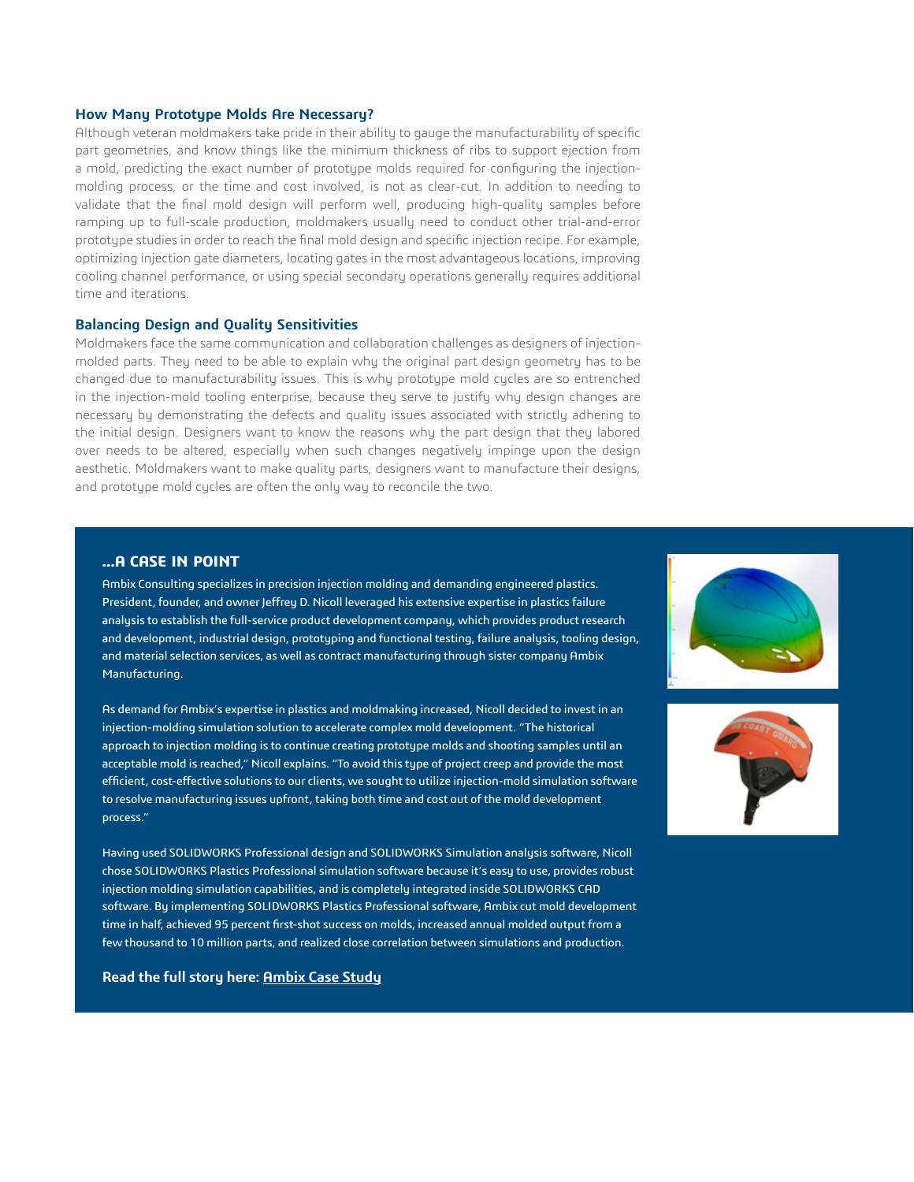### How Many Prototype Molds Are Necessary?

Although veteran moldmakers take pride in their ability to gauge the manufacturability of specific part geometries, and know things like the minimum thickness of ribs to support ejection from a mold, predicting the exact number of prototype molds required for configuring the injection-molding process, or the time and cost involved, is not as clear-cut. In addition to needing to validate that the final mold design will perform well, producing high-quality samples before ramping up to full-scale production, moldmakers usually need to conduct other trial-and-error prototype studies in order to reach the final mold design and specific injection recipe. For example, optimizing injection gate diameters, locating gates in the most advantageous locations, improving cooling channel performance, or using special secondary operations generally requires additional time and iterations.

### Balancing Design and Quality Sensitivities

Moldmakers face the same communication and collaboration challenges as designers of injection-molded parts. They need to be able to explain why the original part design geometry has to be changed due to manufacturability issues. This is why prototype mold cycles are so entrenched in the injection-mold tooling enterprise, because they serve to justify why design changes are necessary by demonstrating the defects and quality issues associated with strictly adhering to the initial design. Designers want to know the reasons why the part design that they labored over needs to be altered, especially when such changes negatively impinge upon the design aesthetic. Moldmakers want to make quality parts, designers want to manufacture their designs, and prototype mold cycles are often the only way to reconcile the two.

### ...A CASE IN POINT

Ambix Consulting specializes in precision injection molding and demanding engineered plastics. President, founder, and owner Jeffrey D. Nicoll leveraged his extensive expertise in plastics failure analysis to establish the full-service product development company, which provides product research and development, industrial design, prototyping and functional testing, failure analysis, tooling design, and material selection services, as well as contract manufacturing through sister company Ambix Manufacturing.

As demand for Ambix's expertise in plastics and moldmaking increased, Nicoll decided to invest in an injection-molding simulation solution to accelerate complex mold development. "The historical approach to injection molding is to continue creating prototype molds and shooting samples until an acceptable mold is reached," Nicoll explains. "To avoid this type of project creep and provide the most efficient, cost-effective solutions to our clients, we sought to utilize injection-mold simulation software to resolve manufacturing issues upfront, taking both time and cost out of the mold development process."

Having used SOLIDWORKS Professional design and SOLIDWORKS Simulation analysis software, Nicoll chose SOLIDWORKS Plastics Professional simulation software because it's easy to use, provides robust injection molding simulation capabilities, and is completely integrated inside SOLIDWORKS CAD software. By implementing SOLIDWORKS Plastics Professional software, Ambix cut mold development time in half, achieved 95 percent first-shot success on molds, increased annual molded output from a few thousand to 10 million parts, and realized close correlation between simulations and production.

**Read the full story here: Ambix Case Study**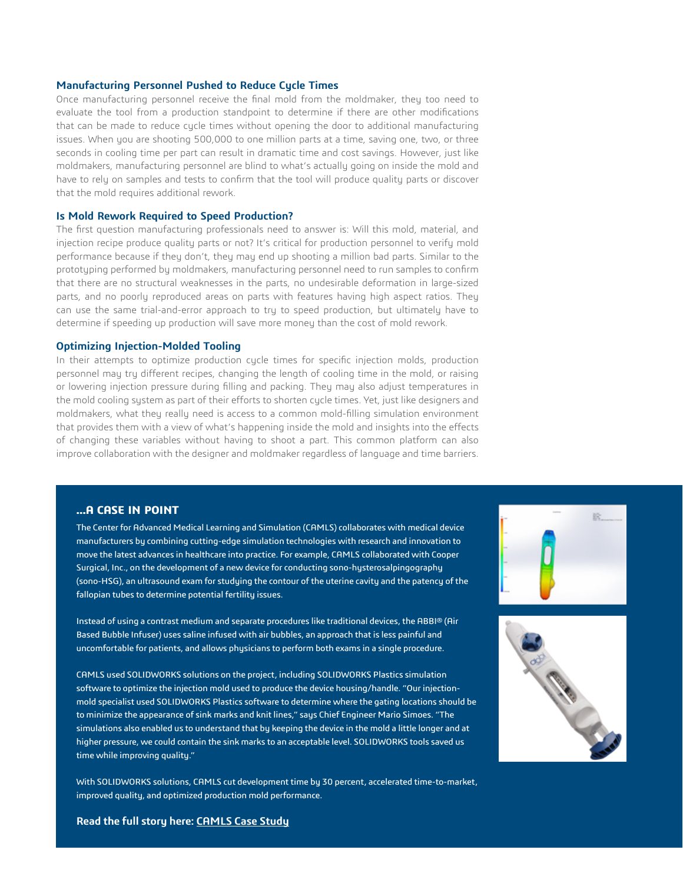### Manufacturing Personnel Pushed to Reduce Cycle Times

Once manufacturing personnel receive the final mold from the moldmaker, they too need to evaluate the tool from a production standpoint to determine if there are other modifications that can be made to reduce cycle times without opening the door to additional manufacturing issues. When you are shooting 500,000 to one million parts at a time, saving one, two, or three seconds in cooling time per part can result in dramatic time and cost savings. However, just like moldmakers, manufacturing personnel are blind to what's actually going on inside the mold and have to rely on samples and tests to confirm that the tool will produce quality parts or discover that the mold requires additional rework.

### Is Mold Rework Required to Speed Production?

The first question manufacturing professionals need to answer is: Will this mold, material, and injection recipe produce quality parts or not? It's critical for production personnel to verify mold performance because if they don't, they may end up shooting a million bad parts. Similar to the prototyping performed by moldmakers, manufacturing personnel need to run samples to confirm that there are no structural weaknesses in the parts, no undesirable deformation in large-sized parts, and no poorly reproduced areas on parts with features having high aspect ratios. They can use the same trial-and-error approach to try to speed production, but ultimately have to determine if speeding up production will save more money than the cost of mold rework.

### Optimizing Injection-Molded Tooling

In their attempts to optimize production cycle times for specific injection molds, production personnel may try different recipes, changing the length of cooling time in the mold, or raising or lowering injection pressure during filling and packing. They may also adjust temperatures in the mold cooling system as part of their efforts to shorten cycle times. Yet, just like designers and moldmakers, what they really need is access to a common mold-filling simulation environment that provides them with a view of what's happening inside the mold and insights into the effects of changing these variables without having to shoot a part. This common platform can also improve collaboration with the designer and moldmaker regardless of language and time barriers.

### ...A CASE IN POINT

The Center for Advanced Medical Learning and Simulation (CAMLS) collaborates with medical device manufacturers by combining cutting-edge simulation technologies with research and innovation to move the latest advances in healthcare into practice. For example, CAMLS collaborated with Cooper Surgical, Inc., on the development of a new device for conducting sono-hysterosalpingography (sono-HSG), an ultrasound exam for studying the contour of the uterine cavity and the patency of the fallopian tubes to determine potential fertility issues.

Instead of using a contrast medium and separate procedures like traditional devices, the ABBI® (Air Based Bubble Infuser) uses saline infused with air bubbles, an approach that is less painful and uncomfortable for patients, and allows physicians to perform both exams in a single procedure.

CAMLS used SOLIDWORKS solutions on the project, including SOLIDWORKS Plastics simulation software to optimize the injection mold used to produce the device housing/handle. "Our injection-mold specialist used SOLIDWORKS Plastics software to determine where the gating locations should be to minimize the appearance of sink marks and knit lines," says Chief Engineer Mario Simoes. "The simulations also enabled us to understand that by keeping the device in the mold a little longer and at higher pressure, we could contain the sink marks to an acceptable level. SOLIDWORKS tools saved us time while improving quality."

With SOLIDWORKS solutions, CAMLS cut development time by 30 percent, accelerated time-to-market, improved quality, and optimized production mold performance.

**Read the full story here: CAMLS Case Study**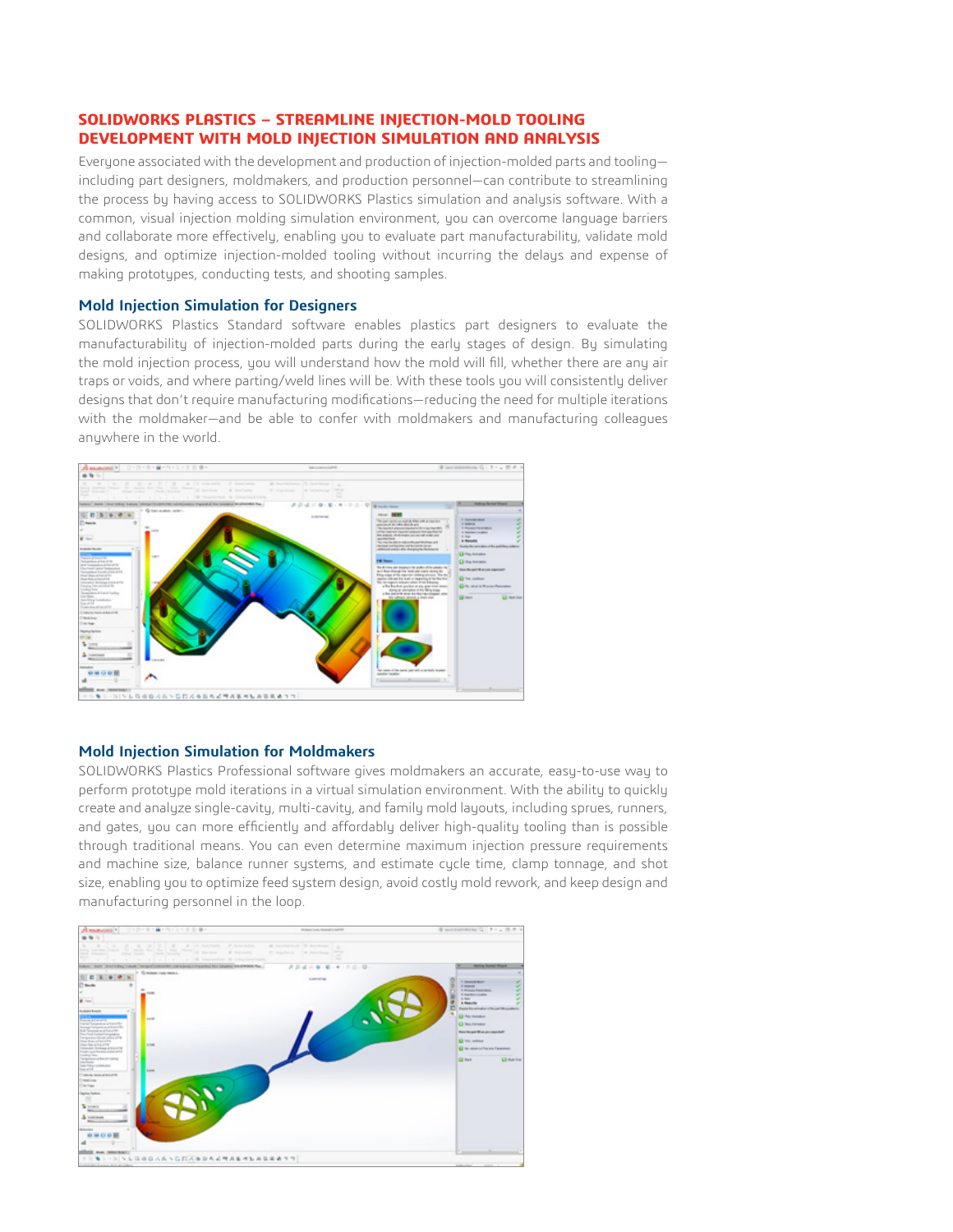## SOLIDWORKS PLASTICS – STREAMLINE INJECTION-MOLD TOOLING DEVELOPMENT WITH MOLD INJECTION SIMULATION AND ANALYSIS

Everyone associated with the development and production of injection-molded parts and tooling—including part designers, moldmakers, and production personnel—can contribute to streamlining the process by having access to SOLIDWORKS Plastics simulation and analysis software. With a common, visual injection molding simulation environment, you can overcome language barriers and collaborate more effectively, enabling you to evaluate part manufacturability, validate mold designs, and optimize injection-molded tooling without incurring the delays and expense of making prototypes, conducting tests, and shooting samples.

### Mold Injection Simulation for Designers

SOLIDWORKS Plastics Standard software enables plastics part designers to evaluate the manufacturability of injection-molded parts during the early stages of design. By simulating the mold injection process, you will understand how the mold will fill, whether there are any air traps or voids, and where parting/weld lines will be. With these tools you will consistently deliver designs that don't require manufacturing modifications—reducing the need for multiple iterations with the moldmaker—and be able to confer with moldmakers and manufacturing colleagues anywhere in the world.

### Mold Injection Simulation for Moldmakers

SOLIDWORKS Plastics Professional software gives moldmakers an accurate, easy-to-use way to perform prototype mold iterations in a virtual simulation environment. With the ability to quickly create and analyze single-cavity, multi-cavity, and family mold layouts, including sprues, runners, and gates, you can more efficiently and affordably deliver high-quality tooling than is possible through traditional means. You can even determine maximum injection pressure requirements and machine size, balance runner systems, and estimate cycle time, clamp tonnage, and shot size, enabling you to optimize feed system design, avoid costly mold rework, and keep design and manufacturing personnel in the loop.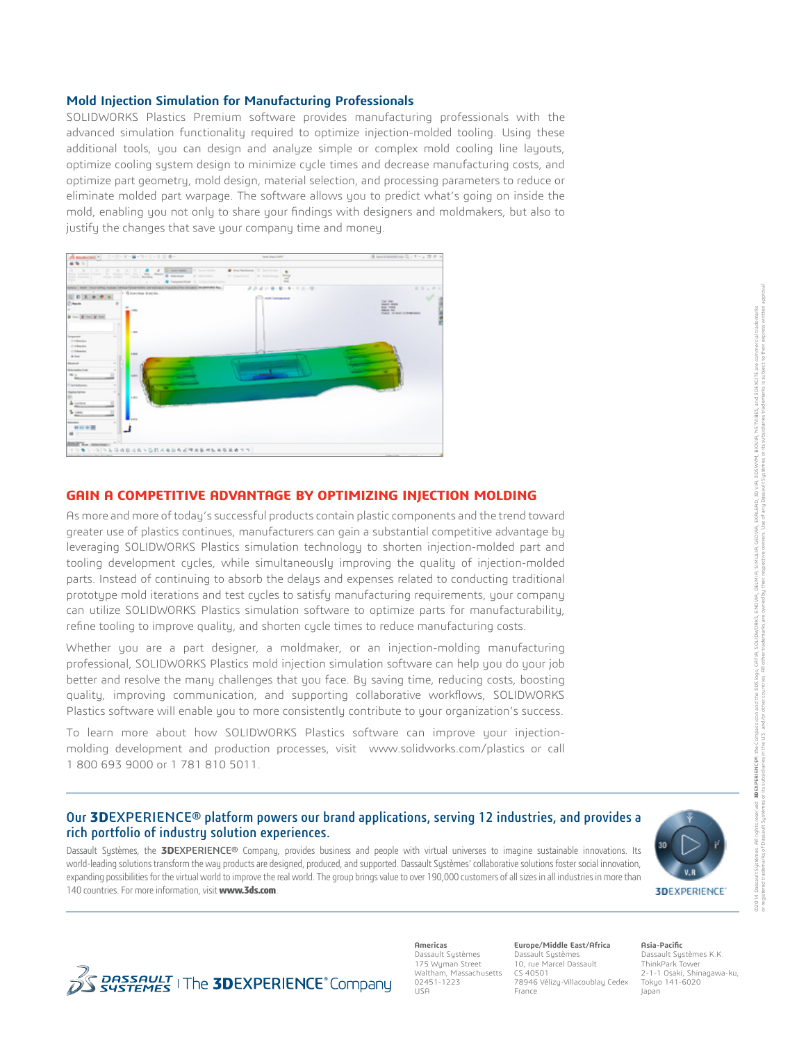### Mold Injection Simulation for Manufacturing Professionals

SOLIDWORKS Plastics Premium software provides manufacturing professionals with the advanced simulation functionality required to optimize injection-molded tooling. Using these additional tools, you can design and analyze simple or complex mold cooling line layouts, optimize cooling system design to minimize cycle times and decrease manufacturing costs, and optimize part geometry, mold design, material selection, and processing parameters to reduce or eliminate molded part warpage. The software allows you to predict what's going on inside the mold, enabling you not only to share your findings with designers and moldmakers, but also to justify the changes that save your company time and money.

## GAIN A COMPETITIVE ADVANTAGE BY OPTIMIZING INJECTION MOLDING

As more and more of today's successful products contain plastic components and the trend toward greater use of plastics continues, manufacturers can gain a substantial competitive advantage by leveraging SOLIDWORKS Plastics simulation technology to shorten injection-molded part and tooling development cycles, while simultaneously improving the quality of injection-molded parts. Instead of continuing to absorb the delays and expenses related to conducting traditional prototype mold iterations and test cycles to satisfy manufacturing requirements, your company can utilize SOLIDWORKS Plastics simulation software to optimize parts for manufacturability, refine tooling to improve quality, and shorten cycle times to reduce manufacturing costs.

Whether you are a part designer, a moldmaker, or an injection-molding manufacturing professional, SOLIDWORKS Plastics mold injection simulation software can help you do your job better and resolve the many challenges that you face. By saving time, reducing costs, boosting quality, improving communication, and supporting collaborative workflows, SOLIDWORKS Plastics software will enable you to more consistently contribute to your organization's success.

To learn more about how SOLIDWORKS Plastics software can improve your injection-molding development and production processes, visit www.solidworks.com/plastics or call 1 800 693 9000 or 1 781 810 5011.

### Our **3D**EXPERIENCE® platform powers our brand applications, serving 12 industries, and provides a rich portfolio of industry solution experiences.

Dassault Systèmes, the **3D**EXPERIENCE® Company, provides business and people with virtual universes to imagine sustainable innovations. Its world-leading solutions transform the way products are designed, produced, and supported. Dassault Systèmes' collaborative solutions foster social innovation, expanding possibilities for the virtual world to improve the real world. The group brings value to over 190,000 customers of all sizes in all industries in more than 140 countries. For more information, visit **www.3ds.com**.

**3D**EXPERIENCE

DASSAULT SYSTEMES | The **3D**EXPERIENCE® Company

**Americas**
Dassault Systèmes
175 Wyman Street
Waltham, Massachusetts
02451-1223
USA

**Europe/Middle East/Africa**
Dassault Systèmes
10, rue Marcel Dassault
CS 40501
78946 Vélizy-Villacoublay Cedex
France

**Asia-Pacific**
Dassault Systèmes K.K.
ThinkPark Tower
2-1-1 Osaki, Shinagawa-ku,
Tokyo 141-6020
Japan

©2014 Dassault Systèmes. All rights reserved. 3DEXPERIENCE®, the Compass icon and the 3DS logo, CATIA, SOLIDWORKS, ENOVIA, DELMIA, SIMULIA, GEOVIA, EXALEAD, 3D VIA, 3DSWYM, BIOVIA, NETVIBES, and 3DEXCITE are commercial trademarks or registered trademarks of Dassault Systèmes or its subsidiaries in the U.S. and/or other countries. All other trademarks are owned by their respective owners. Use of any Dassault Systèmes or its subsidiaries trademarks is subject to their express written approval.